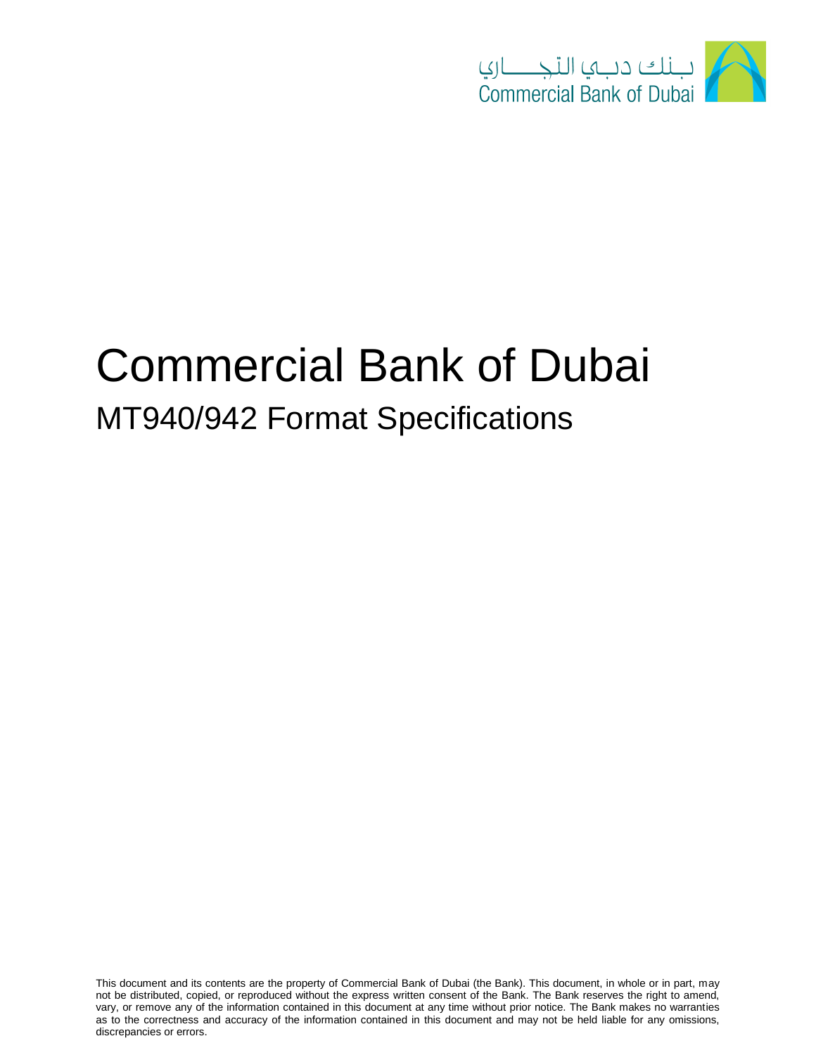بـنك دبـي التجـــاري
Commercial Bank of Dubai

# Commercial Bank of Dubai

## MT940/942 Format Specifications

This document and its contents are the property of Commercial Bank of Dubai (the Bank). This document, in whole or in part, may not be distributed, copied, or reproduced without the express written consent of the Bank. The Bank reserves the right to amend, vary, or remove any of the information contained in this document at any time without prior notice. The Bank makes no warranties as to the correctness and accuracy of the information contained in this document and may not be held liable for any omissions, discrepancies or errors.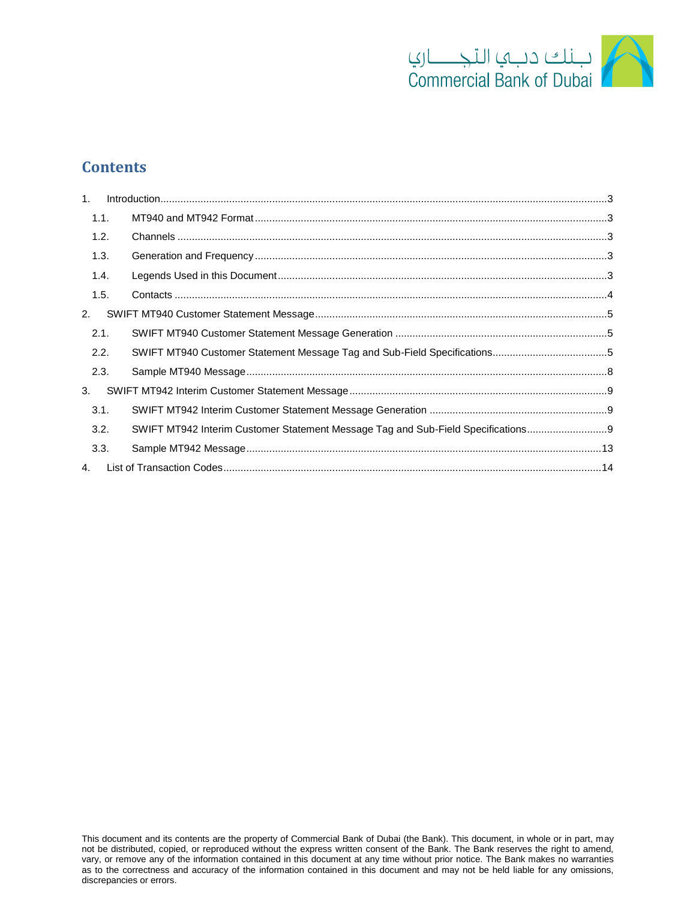## Contents

1. Introduction ....................................................................... 3
   - 1.1. MT940 and MT942 Format ....................................................................... 3
   - 1.2. Channels ....................................................................... 3
   - 1.3. Generation and Frequency ....................................................................... 3
   - 1.4. Legends Used in this Document ....................................................................... 3
   - 1.5. Contacts ....................................................................... 4
2. SWIFT MT940 Customer Statement Message ....................................................................... 5
   - 2.1. SWIFT MT940 Customer Statement Message Generation ....................................................................... 5
   - 2.2. SWIFT MT940 Customer Statement Message Tag and Sub-Field Specifications ....................................................................... 5
   - 2.3. Sample MT940 Message ....................................................................... 8
3. SWIFT MT942 Interim Customer Statement Message ....................................................................... 9
   - 3.1. SWIFT MT942 Interim Customer Statement Message Generation ....................................................................... 9
   - 3.2. SWIFT MT942 Interim Customer Statement Message Tag and Sub-Field Specifications ....................................................................... 9
   - 3.3. Sample MT942 Message ....................................................................... 13
4. List of Transaction Codes ....................................................................... 14

This document and its contents are the property of Commercial Bank of Dubai (the Bank). This document, in whole or in part, may not be distributed, copied, or reproduced without the express written consent of the Bank. The Bank reserves the right to amend, vary, or remove any of the information contained in this document at any time without prior notice. The Bank makes no warranties as to the correctness and accuracy of the information contained in this document and may not be held liable for any omissions, discrepancies or errors.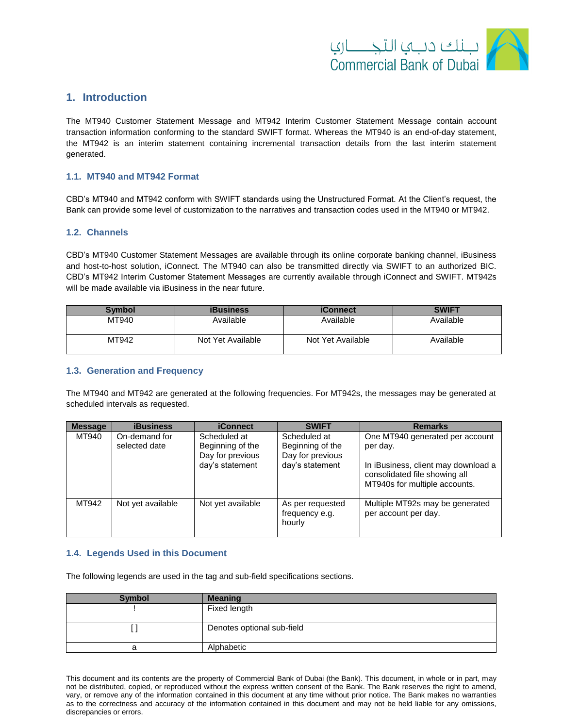## 1. Introduction

The MT940 Customer Statement Message and MT942 Interim Customer Statement Message contain account transaction information conforming to the standard SWIFT format. Whereas the MT940 is an end-of-day statement, the MT942 is an interim statement containing incremental transaction details from the last interim statement generated.

### 1.1. MT940 and MT942 Format

CBD's MT940 and MT942 conform with SWIFT standards using the Unstructured Format. At the Client's request, the Bank can provide some level of customization to the narratives and transaction codes used in the MT940 or MT942.

### 1.2. Channels

CBD's MT940 Customer Statement Messages are available through its online corporate banking channel, iBusiness and host-to-host solution, iConnect. The MT940 can also be transmitted directly via SWIFT to an authorized BIC. CBD's MT942 Interim Customer Statement Messages are currently available through iConnect and SWIFT. MT942s will be made available via iBusiness in the near future.

| Symbol | iBusiness | iConnect | SWIFT |
|---|---|---|---|
| MT940 | Available | Available | Available |
| MT942 | Not Yet Available | Not Yet Available | Available |

### 1.3. Generation and Frequency

The MT940 and MT942 are generated at the following frequencies. For MT942s, the messages may be generated at scheduled intervals as requested.

| Message | iBusiness | iConnect | SWIFT | Remarks |
|---|---|---|---|---|
| MT940 | On-demand for selected date | Scheduled at Beginning of the Day for previous day's statement | Scheduled at Beginning of the Day for previous day's statement | One MT940 generated per account per day.<br><br>In iBusiness, client may download a consolidated file showing all MT940s for multiple accounts. |
| MT942 | Not yet available | Not yet available | As per requested frequency e.g. hourly | Multiple MT92s may be generated per account per day. |

### 1.4. Legends Used in this Document

The following legends are used in the tag and sub-field specifications sections.

| Symbol | Meaning |
|---|---|
| ! | Fixed length |
| [ ] | Denotes optional sub-field |
| a | Alphabetic |

This document and its contents are the property of Commercial Bank of Dubai (the Bank). This document, in whole or in part, may not be distributed, copied, or reproduced without the express written consent of the Bank. The Bank reserves the right to amend, vary, or remove any of the information contained in this document at any time without prior notice. The Bank makes no warranties as to the correctness and accuracy of the information contained in this document and may not be held liable for any omissions, discrepancies or errors.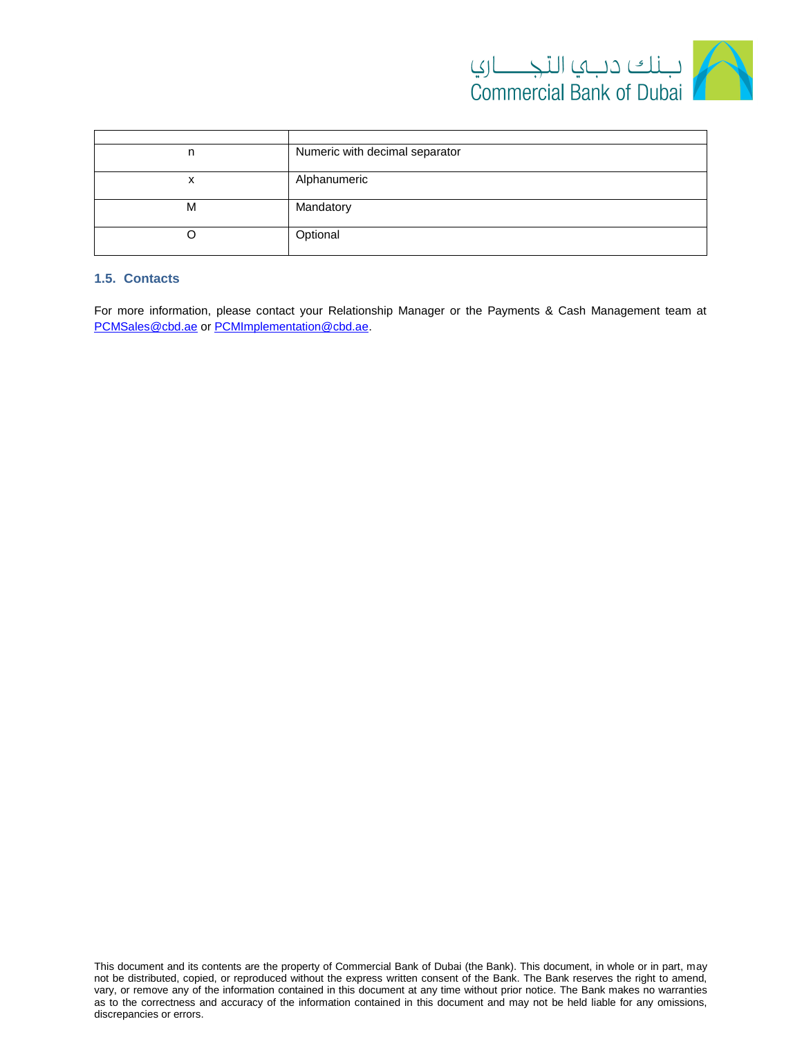| | |
|---|---|
| n | Numeric with decimal separator |
| x | Alphanumeric |
| M | Mandatory |
| O | Optional |

### 1.5. Contacts

For more information, please contact your Relationship Manager or the Payments & Cash Management team at PCMSales@cbd.ae or PCMImplementation@cbd.ae.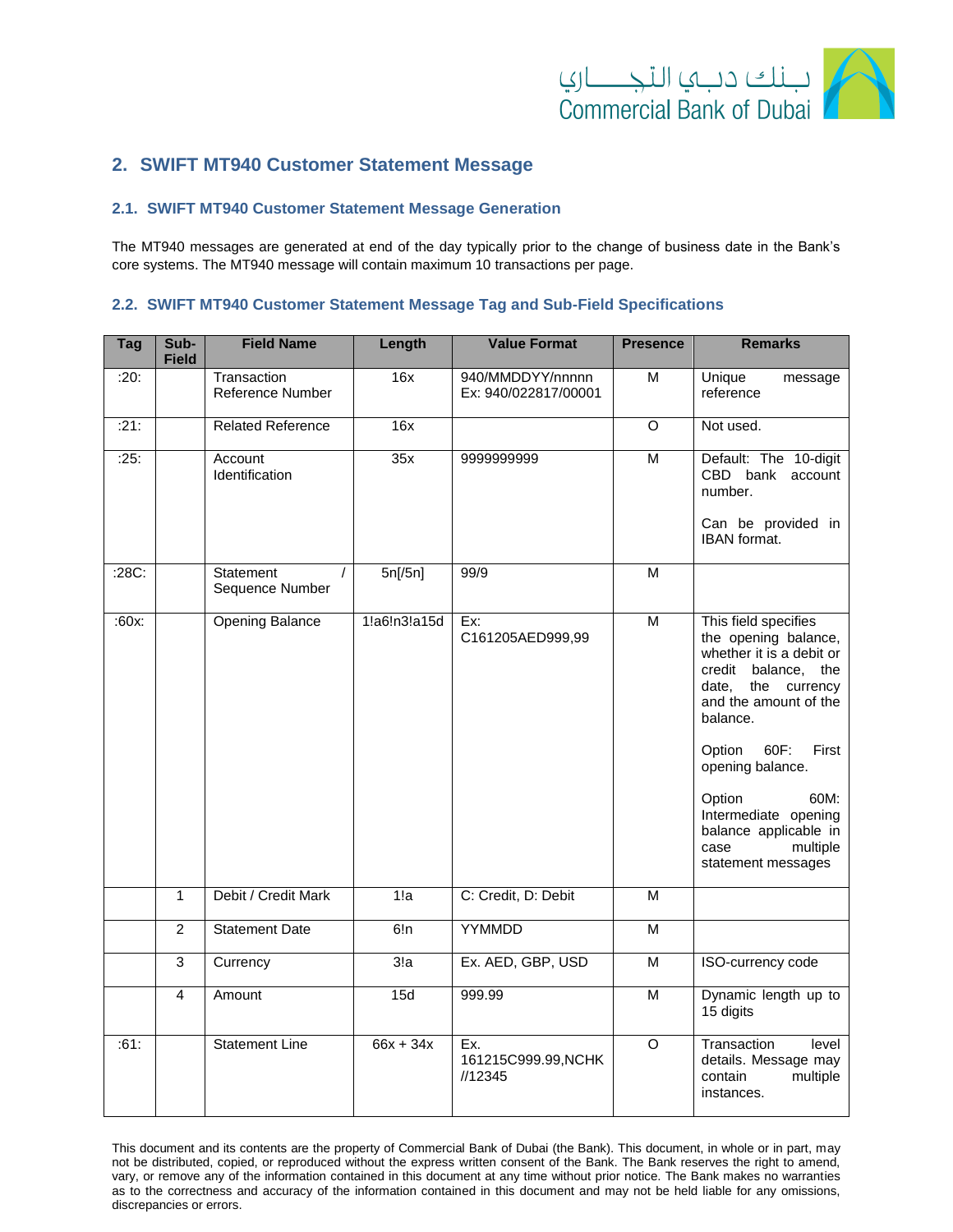## 2. SWIFT MT940 Customer Statement Message

### 2.1. SWIFT MT940 Customer Statement Message Generation

The MT940 messages are generated at end of the day typically prior to the change of business date in the Bank's core systems. The MT940 message will contain maximum 10 transactions per page.

### 2.2. SWIFT MT940 Customer Statement Message Tag and Sub-Field Specifications

| Tag | Sub-Field | Field Name | Length | Value Format | Presence | Remarks |
|---|---|---|---|---|---|---|
| :20: | | Transaction Reference Number | 16x | 940/MMDDYY/nnnnn<br>Ex: 940/022817/00001 | M | Unique message reference |
| :21: | | Related Reference | 16x | | O | Not used. |
| :25: | | Account Identification | 35x | 9999999999 | M | Default: The 10-digit CBD bank account number.<br><br>Can be provided in IBAN format. |
| :28C: | | Statement / Sequence Number | 5n[/5n] | 99/9 | M | |
| :60x: | | Opening Balance | 1!a6!n3!a15d | Ex:<br>C161205AED999,99 | M | This field specifies the opening balance, whether it is a debit or credit balance, the date, the currency and the amount of the balance.<br><br>Option 60F: First opening balance.<br><br>Option 60M: Intermediate opening balance applicable in case multiple statement messages |
| | 1 | Debit / Credit Mark | 1!a | C: Credit, D: Debit | M | |
| | 2 | Statement Date | 6!n | YYMMDD | M | |
| | 3 | Currency | 3!a | Ex. AED, GBP, USD | M | ISO-currency code |
| | 4 | Amount | 15d | 999.99 | M | Dynamic length up to 15 digits |
| :61: | | Statement Line | 66x + 34x | Ex.<br>161215C999.99,NCHK //12345 | O | Transaction level details. Message may contain multiple instances. |

This document and its contents are the property of Commercial Bank of Dubai (the Bank). This document, in whole or in part, may not be distributed, copied, or reproduced without the express written consent of the Bank. The Bank reserves the right to amend, vary, or remove any of the information contained in this document at any time without prior notice. The Bank makes no warranties as to the correctness and accuracy of the information contained in this document and may not be held liable for any omissions, discrepancies or errors.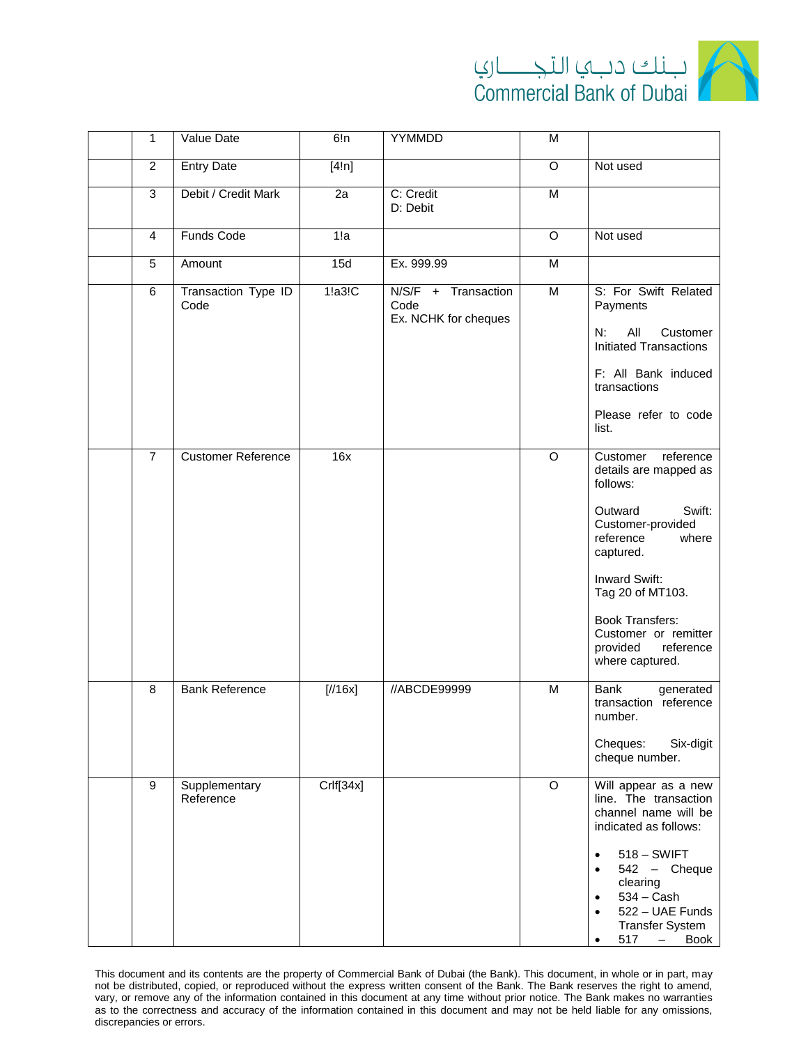|  | 1 | Value Date | 6!n | YYMMDD | M |  |
|---|---|---|---|---|---|---|
|  | 2 | Entry Date | [4!n] |  | O | Not used |
|  | 3 | Debit / Credit Mark | 2a | C: Credit<br>D: Debit | M |  |
|  | 4 | Funds Code | 1!a |  | O | Not used |
|  | 5 | Amount | 15d | Ex. 999.99 | M |  |
|  | 6 | Transaction Type ID Code | 1!a3!C | N/S/F + Transaction Code<br>Ex. NCHK for cheques | M | S: For Swift Related Payments<br><br>N: All Customer Initiated Transactions<br><br>F: All Bank induced transactions<br><br>Please refer to code list. |
|  | 7 | Customer Reference | 16x |  | O | Customer reference details are mapped as follows:<br><br>Outward Swift: Customer-provided reference where captured.<br><br>Inward Swift:<br>Tag 20 of MT103.<br><br>Book Transfers:<br>Customer or remitter provided reference where captured. |
|  | 8 | Bank Reference | [//16x] | //ABCDE99999 | M | Bank generated transaction reference number.<br><br>Cheques: Six-digit cheque number. |
|  | 9 | Supplementary Reference | Crlf[34x] |  | O | Will appear as a new line. The transaction channel name will be indicated as follows:<br><br>• 518 – SWIFT<br>• 542 – Cheque clearing<br>• 534 – Cash<br>• 522 – UAE Funds Transfer System<br>• 517 – Book |

This document and its contents are the property of Commercial Bank of Dubai (the Bank). This document, in whole or in part, may not be distributed, copied, or reproduced without the express written consent of the Bank. The Bank reserves the right to amend, vary, or remove any of the information contained in this document at any time without prior notice. The Bank makes no warranties as to the correctness and accuracy of the information contained in this document and may not be held liable for any omissions, discrepancies or errors.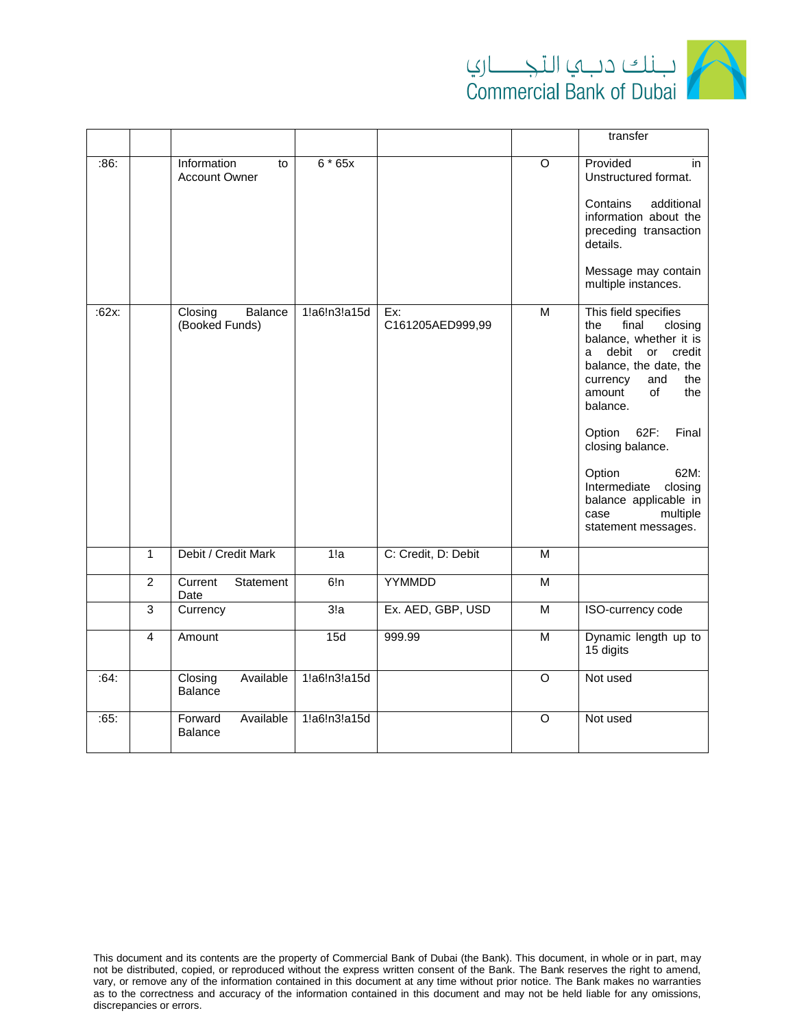| | | | | | | transfer |
|---|---|---|---|---|---|---|
| :86: | | Information to Account Owner | 6 * 65x | | O | Provided in Unstructured format.<br><br>Contains additional information about the preceding transaction details.<br><br>Message may contain multiple instances. |
| :62x: | | Closing Balance (Booked Funds) | 1!a6!n3!a15d | Ex: C161205AED999,99 | M | This field specifies the final closing balance, whether it is a debit or credit balance, the date, the currency and the amount of the balance.<br><br>Option 62F: Final closing balance.<br><br>Option 62M: Intermediate closing balance applicable in case multiple statement messages. |
| | 1 | Debit / Credit Mark | 1!a | C: Credit, D: Debit | M | |
| | 2 | Current Statement Date | 6!n | YYMMDD | M | |
| | 3 | Currency | 3!a | Ex. AED, GBP, USD | M | ISO-currency code |
| | 4 | Amount | 15d | 999.99 | M | Dynamic length up to 15 digits |
| :64: | | Closing Available Balance | 1!a6!n3!a15d | | O | Not used |
| :65: | | Forward Available Balance | 1!a6!n3!a15d | | O | Not used |

This document and its contents are the property of Commercial Bank of Dubai (the Bank). This document, in whole or in part, may not be distributed, copied, or reproduced without the express written consent of the Bank. The Bank reserves the right to amend, vary, or remove any of the information contained in this document at any time without prior notice. The Bank makes no warranties as to the correctness and accuracy of the information contained in this document and may not be held liable for any omissions, discrepancies or errors.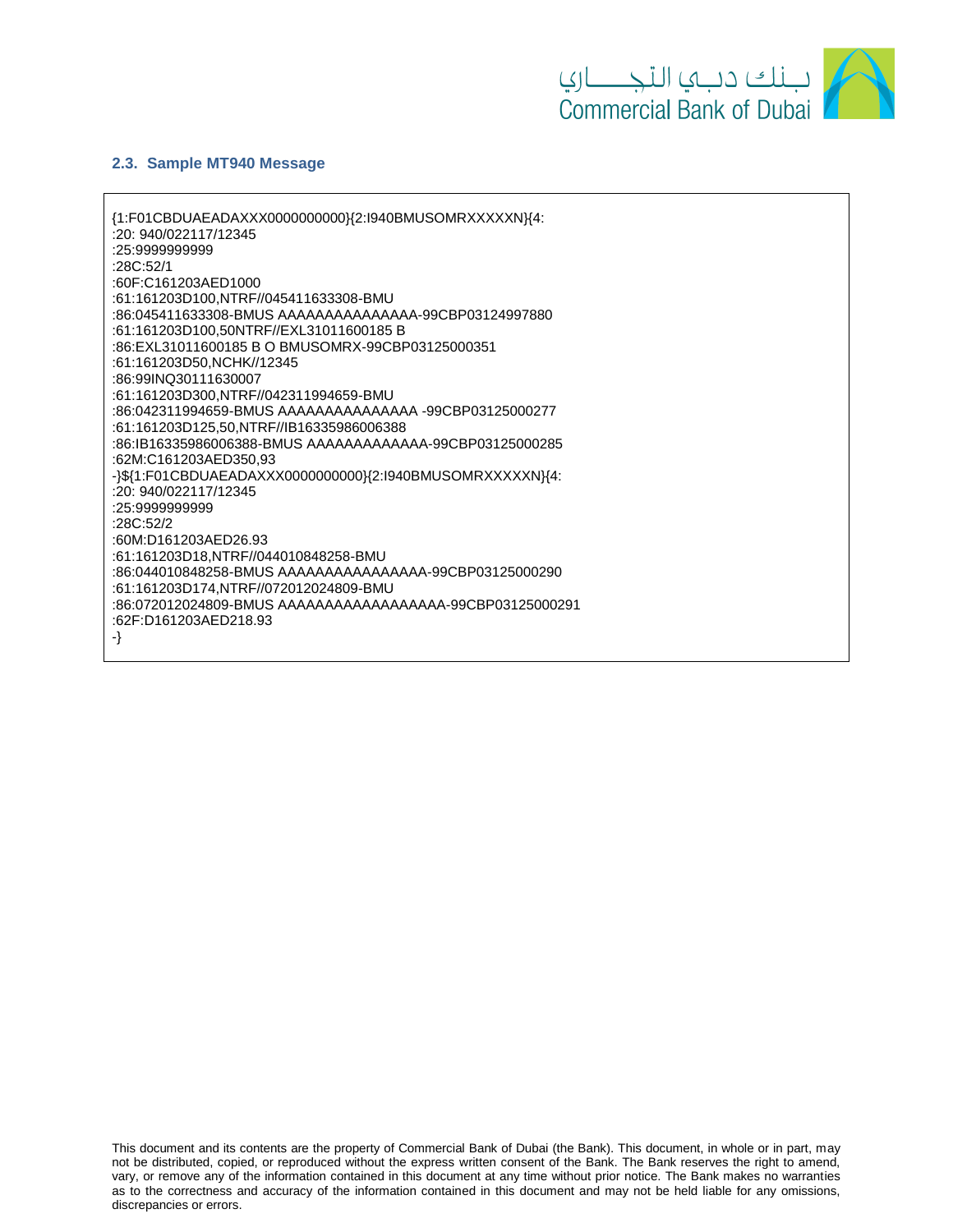## 2.3. Sample MT940 Message

```
{1:F01CBDUAEADAXXX0000000000}{2:I940BMUSOMRXXXXXN}{4:
:20: 940/022117/12345
:25:9999999999
:28C:52/1
:60F:C161203AED1000
:61:161203D100,NTRF//045411633308-BMU
:86:045411633308-BMUS AAAAAAAAAAAAAAA-99CBP03124997880
:61:161203D100,50NTRF//EXL31011600185 B
:86:EXL31011600185 B O BMUSOMRX-99CBP03125000351
:61:161203D50,NCHK//12345
:86:99INQ30111630007
:61:161203D300,NTRF//042311994659-BMU
:86:042311994659-BMUS AAAAAAAAAAAAAAA -99CBP03125000277
:61:161203D125,50,NTRF//IB16335986006388
:86:IB16335986006388-BMUS AAAAAAAAAAAAA-99CBP03125000285
:62M:C161203AED350,93
-}${1:F01CBDUAEADAXXX0000000000}{2:I940BMUSOMRXXXXXN}{4:
:20: 940/022117/12345
:25:9999999999
:28C:52/2
:60M:D161203AED26.93
:61:161203D18,NTRF//044010848258-BMU
:86:044010848258-BMUS AAAAAAAAAAAAAAAA-99CBP03125000290
:61:161203D174,NTRF//072012024809-BMU
:86:072012024809-BMUS AAAAAAAAAAAAAAAAAA-99CBP03125000291
:62F:D161203AED218.93
-}
```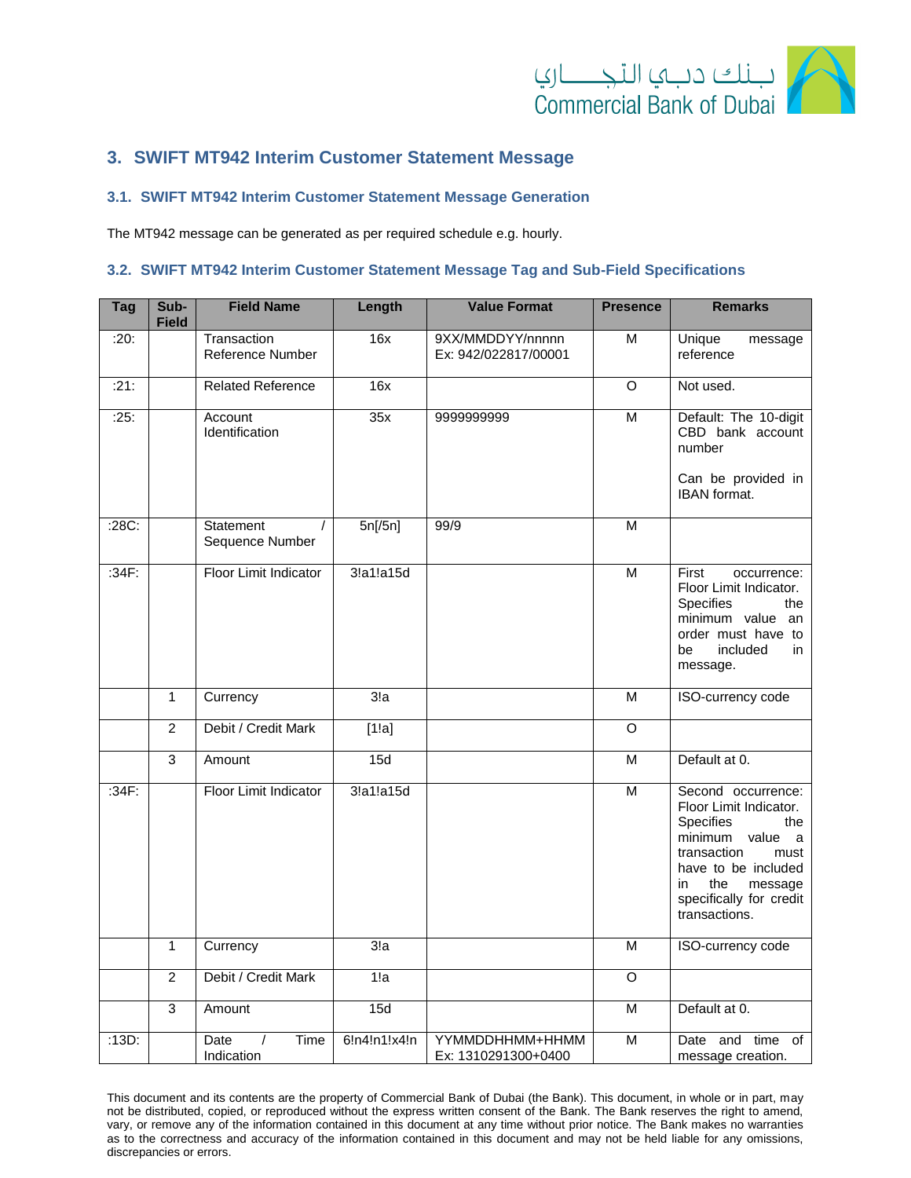## 3. SWIFT MT942 Interim Customer Statement Message

### 3.1. SWIFT MT942 Interim Customer Statement Message Generation

The MT942 message can be generated as per required schedule e.g. hourly.

### 3.2. SWIFT MT942 Interim Customer Statement Message Tag and Sub-Field Specifications

| Tag | Sub-Field | Field Name | Length | Value Format | Presence | Remarks |
|---|---|---|---|---|---|---|
| :20: | | Transaction Reference Number | 16x | 9XX/MMDDYY/nnnnn Ex: 942/022817/00001 | M | Unique message reference |
| :21: | | Related Reference | 16x | | O | Not used. |
| :25: | | Account Identification | 35x | 9999999999 | M | Default: The 10-digit CBD bank account number<br><br>Can be provided in IBAN format. |
| :28C: | | Statement / Sequence Number | 5n[/5n] | 99/9 | M | |
| :34F: | | Floor Limit Indicator | 3!a1!a15d | | M | First occurrence: Floor Limit Indicator. Specifies the minimum value an order must have to be included in message. |
| | 1 | Currency | 3!a | | M | ISO-currency code |
| | 2 | Debit / Credit Mark | [1!a] | | O | |
| | 3 | Amount | 15d | | M | Default at 0. |
| :34F: | | Floor Limit Indicator | 3!a1!a15d | | M | Second occurrence: Floor Limit Indicator. Specifies the minimum value a transaction must have to be included in the message specifically for credit transactions. |
| | 1 | Currency | 3!a | | M | ISO-currency code |
| | 2 | Debit / Credit Mark | 1!a | | O | |
| | 3 | Amount | 15d | | M | Default at 0. |
| :13D: | | Date / Time Indication | 6!n4!n1!x4!n | YYMMDDHHMM+HHMM Ex: 1310291300+0400 | M | Date and time of message creation. |

This document and its contents are the property of Commercial Bank of Dubai (the Bank). This document, in whole or in part, may not be distributed, copied, or reproduced without the express written consent of the Bank. The Bank reserves the right to amend, vary, or remove any of the information contained in this document at any time without prior notice. The Bank makes no warranties as to the correctness and accuracy of the information contained in this document and may not be held liable for any omissions, discrepancies or errors.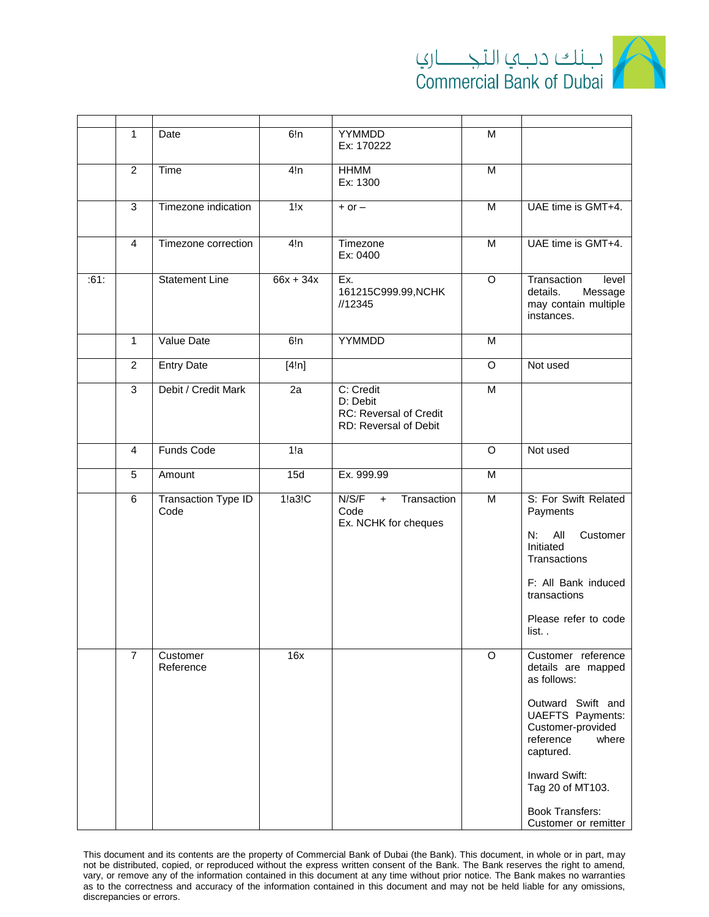| | | | | | | |
|---|---|---|---|---|---|---|
| | 1 | Date | 6!n | YYMMDD<br>Ex: 170222 | M | |
| | 2 | Time | 4!n | HHMM<br>Ex: 1300 | M | |
| | 3 | Timezone indication | 1!x | + or – | M | UAE time is GMT+4. |
| | 4 | Timezone correction | 4!n | Timezone<br>Ex: 0400 | M | UAE time is GMT+4. |
| :61: | | Statement Line | 66x + 34x | Ex.<br>161215C999.99,NCHK<br>//12345 | O | Transaction level details. Message may contain multiple instances. |
| | 1 | Value Date | 6!n | YYMMDD | M | |
| | 2 | Entry Date | [4!n] | | O | Not used |
| | 3 | Debit / Credit Mark | 2a | C: Credit<br>D: Debit<br>RC: Reversal of Credit<br>RD: Reversal of Debit | M | |
| | 4 | Funds Code | 1!a | | O | Not used |
| | 5 | Amount | 15d | Ex. 999.99 | M | |
| | 6 | Transaction Type ID Code | 1!a3!C | N/S/F + Transaction Code<br>Ex. NCHK for cheques | M | S: For Swift Related Payments<br><br>N: All Customer Initiated Transactions<br><br>F: All Bank induced transactions<br><br>Please refer to code list. . |
| | 7 | Customer Reference | 16x | | O | Customer reference details are mapped as follows:<br><br>Outward Swift and UAEFTS Payments: Customer-provided reference where captured.<br><br>Inward Swift:<br>Tag 20 of MT103.<br><br>Book Transfers:<br>Customer or remitter |

This document and its contents are the property of Commercial Bank of Dubai (the Bank). This document, in whole or in part, may not be distributed, copied, or reproduced without the express written consent of the Bank. The Bank reserves the right to amend, vary, or remove any of the information contained in this document at any time without prior notice. The Bank makes no warranties as to the correctness and accuracy of the information contained in this document and may not be held liable for any omissions, discrepancies or errors.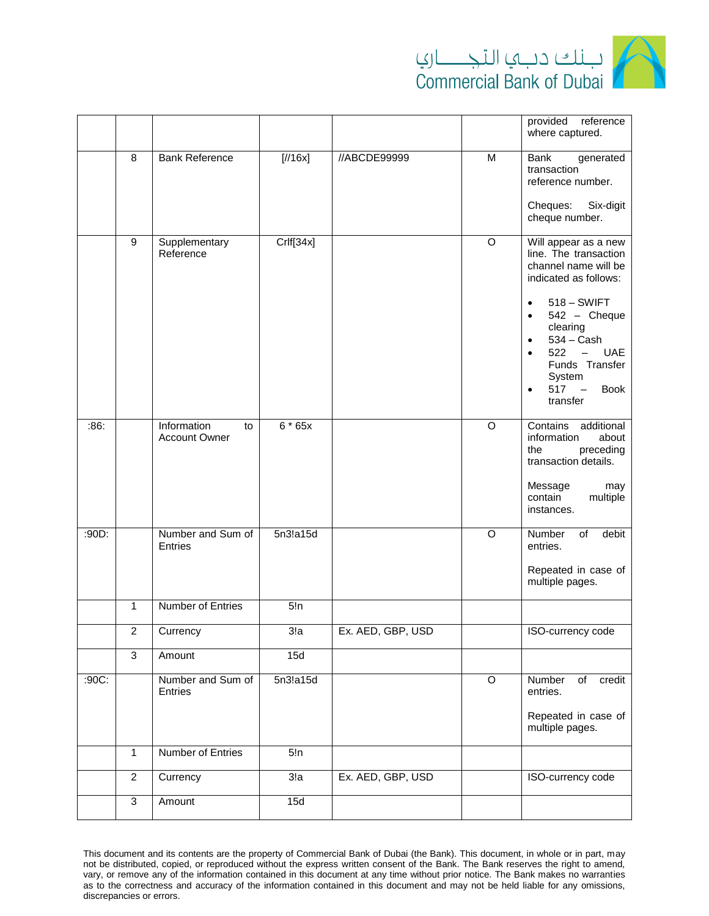| | | | | | | |
|---|---|---|---|---|---|---|
| | | | | | | provided reference where captured. |
| | 8 | Bank Reference | [//16x] | //ABCDE99999 | M | Bank generated transaction reference number.<br><br>Cheques: Six-digit cheque number. |
| | 9 | Supplementary Reference | Crlf[34x] | | O | Will appear as a new line. The transaction channel name will be indicated as follows:<br><br>• 518 – SWIFT<br>• 542 – Cheque clearing<br>• 534 – Cash<br>• 522 – UAE Funds Transfer System<br>• 517 – Book transfer |
| :86: | | Information to Account Owner | 6 * 65x | | O | Contains additional information about the preceding transaction details.<br><br>Message may contain multiple instances. |
| :90D: | | Number and Sum of Entries | 5n3!a15d | | O | Number of debit entries.<br><br>Repeated in case of multiple pages. |
| | 1 | Number of Entries | 5!n | | | |
| | 2 | Currency | 3!a | Ex. AED, GBP, USD | | ISO-currency code |
| | 3 | Amount | 15d | | | |
| :90C: | | Number and Sum of Entries | 5n3!a15d | | O | Number of credit entries.<br><br>Repeated in case of multiple pages. |
| | 1 | Number of Entries | 5!n | | | |
| | 2 | Currency | 3!a | Ex. AED, GBP, USD | | ISO-currency code |
| | 3 | Amount | 15d | | | |

This document and its contents are the property of Commercial Bank of Dubai (the Bank). This document, in whole or in part, may not be distributed, copied, or reproduced without the express written consent of the Bank. The Bank reserves the right to amend, vary, or remove any of the information contained in this document at any time without prior notice. The Bank makes no warranties as to the correctness and accuracy of the information contained in this document and may not be held liable for any omissions, discrepancies or errors.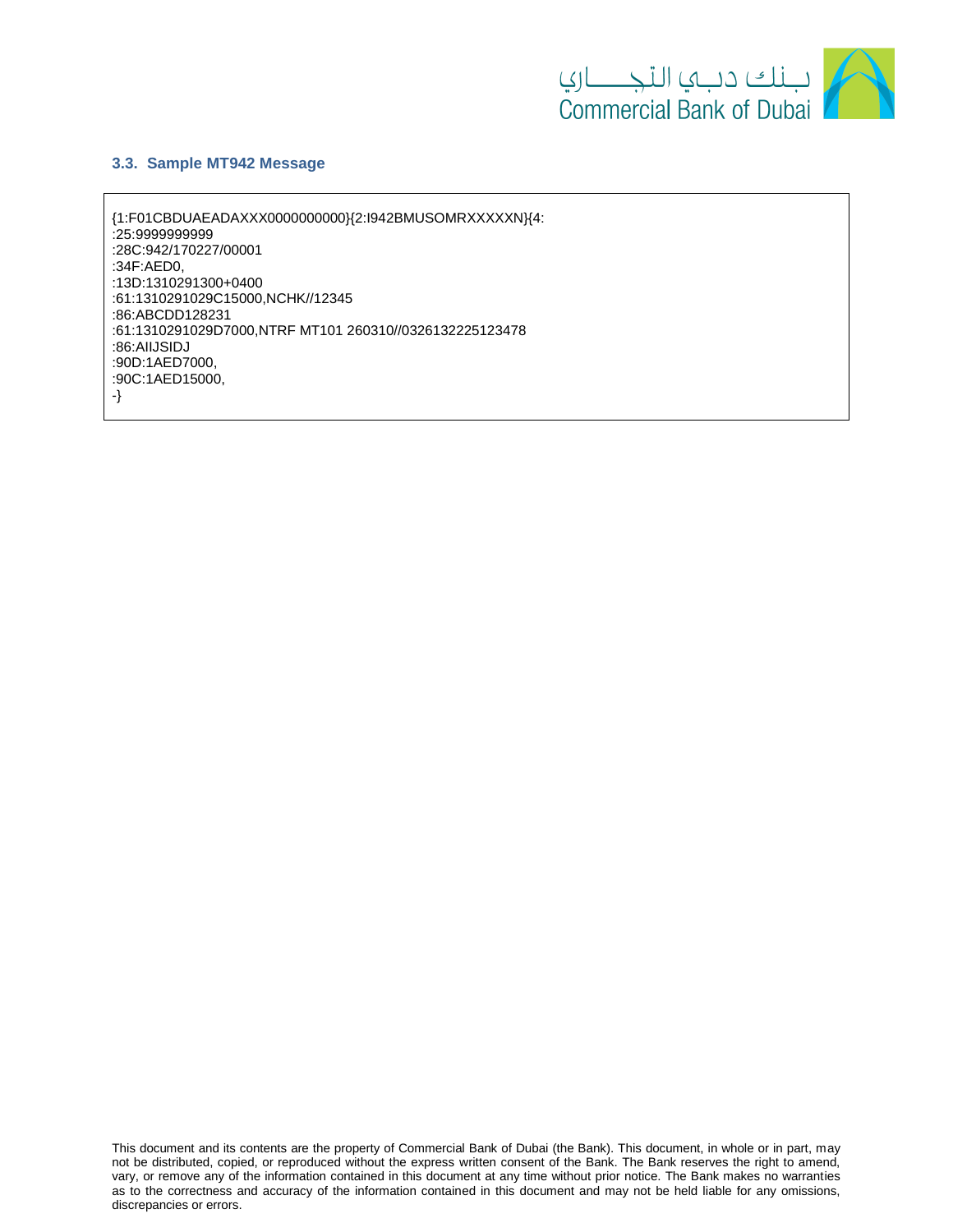### 3.3. Sample MT942 Message

```
{1:F01CBDUAEADAXXX0000000000}{2:I942BMUSOMRXXXXXN}{4:
:25:9999999999
:28C:942/170227/00001
:34F:AED0,
:13D:1310291300+0400
:61:1310291029C15000,NCHK//12345
:86:ABCDD128231
:61:1310291029D7000,NTRF MT101 260310//0326132225123478
:86:AIIJSIDJ
:90D:1AED7000,
:90C:1AED15000,
-}
```

This document and its contents are the property of Commercial Bank of Dubai (the Bank). This document, in whole or in part, may not be distributed, copied, or reproduced without the express written consent of the Bank. The Bank reserves the right to amend, vary, or remove any of the information contained in this document at any time without prior notice. The Bank makes no warranties as to the correctness and accuracy of the information contained in this document and may not be held liable for any omissions, discrepancies or errors.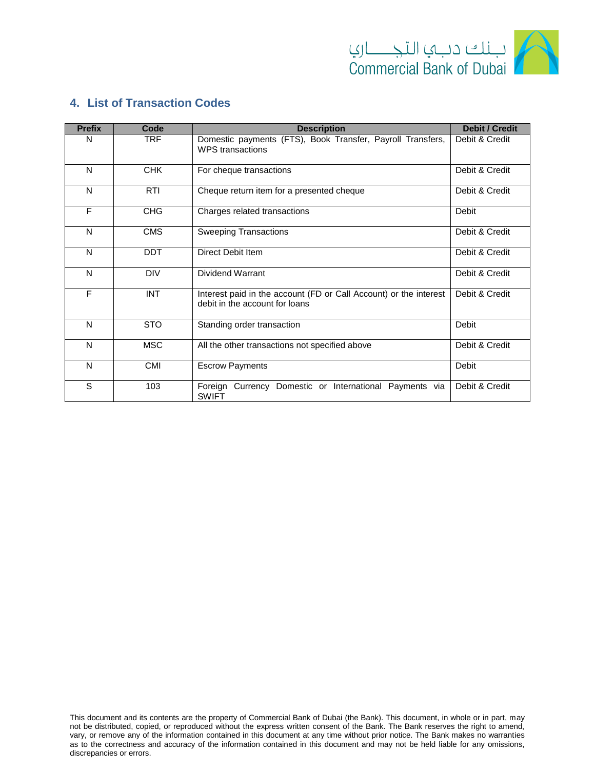## 4. List of Transaction Codes

| Prefix | Code | Description | Debit / Credit |
|---|---|---|---|
| N | TRF | Domestic payments (FTS), Book Transfer, Payroll Transfers, WPS transactions | Debit & Credit |
| N | CHK | For cheque transactions | Debit & Credit |
| N | RTI | Cheque return item for a presented cheque | Debit & Credit |
| F | CHG | Charges related transactions | Debit |
| N | CMS | Sweeping Transactions | Debit & Credit |
| N | DDT | Direct Debit Item | Debit & Credit |
| N | DIV | Dividend Warrant | Debit & Credit |
| F | INT | Interest paid in the account (FD or Call Account) or the interest debit in the account for loans | Debit & Credit |
| N | STO | Standing order transaction | Debit |
| N | MSC | All the other transactions not specified above | Debit & Credit |
| N | CMI | Escrow Payments | Debit |
| S | 103 | Foreign Currency Domestic or International Payments via SWIFT | Debit & Credit |

This document and its contents are the property of Commercial Bank of Dubai (the Bank). This document, in whole or in part, may not be distributed, copied, or reproduced without the express written consent of the Bank. The Bank reserves the right to amend, vary, or remove any of the information contained in this document at any time without prior notice. The Bank makes no warranties as to the correctness and accuracy of the information contained in this document and may not be held liable for any omissions, discrepancies or errors.